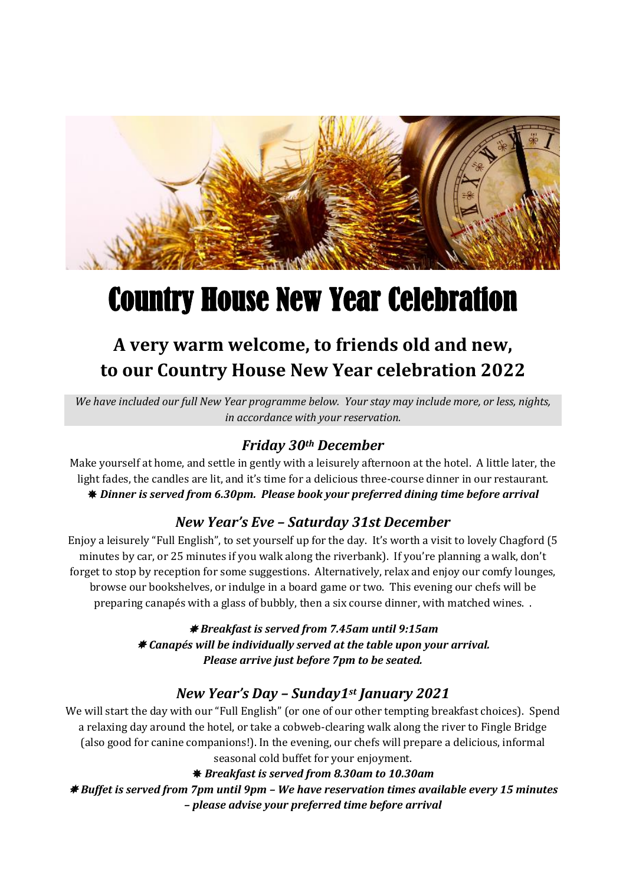# Country House New Year Celebration

## A very warm welcome, to friends old and new, to our Country House New Year celebration 2022

*We have included our full New Year programme below. Your stay may include more, or less, nights, in accordance with your reservation.*

### *Friday 30th December*

Make yourself at home, and settle in gently with a leisurely afternoon at the hotel. A little later, the light fades, the candles are lit, and it's time for a delicious three-course dinner in our restaurant.

✸ ***Dinner is served from 6.30pm. Please book your preferred dining time before arrival***

### *New Year's Eve – Saturday 31st December*

Enjoy a leisurely "Full English", to set yourself up for the day. It's worth a visit to lovely Chagford (5 minutes by car, or 25 minutes if you walk along the riverbank). If you're planning a walk, don't forget to stop by reception for some suggestions. Alternatively, relax and enjoy our comfy lounges, browse our bookshelves, or indulge in a board game or two. This evening our chefs will be preparing canapés with a glass of bubbly, then a six course dinner, with matched wines. .

✸ ***Breakfast is served from 7.45am until 9:15am***
✸ ***Canapés will be individually served at the table upon your arrival. Please arrive just before 7pm to be seated.***

### *New Year's Day – Sunday1st January 2021*

We will start the day with our "Full English" (or one of our other tempting breakfast choices). Spend a relaxing day around the hotel, or take a cobweb-clearing walk along the river to Fingle Bridge (also good for canine companions!). In the evening, our chefs will prepare a delicious, informal seasonal cold buffet for your enjoyment.

✸ ***Breakfast is served from 8.30am to 10.30am***
✸ ***Buffet is served from 7pm until 9pm – We have reservation times available every 15 minutes – please advise your preferred time before arrival***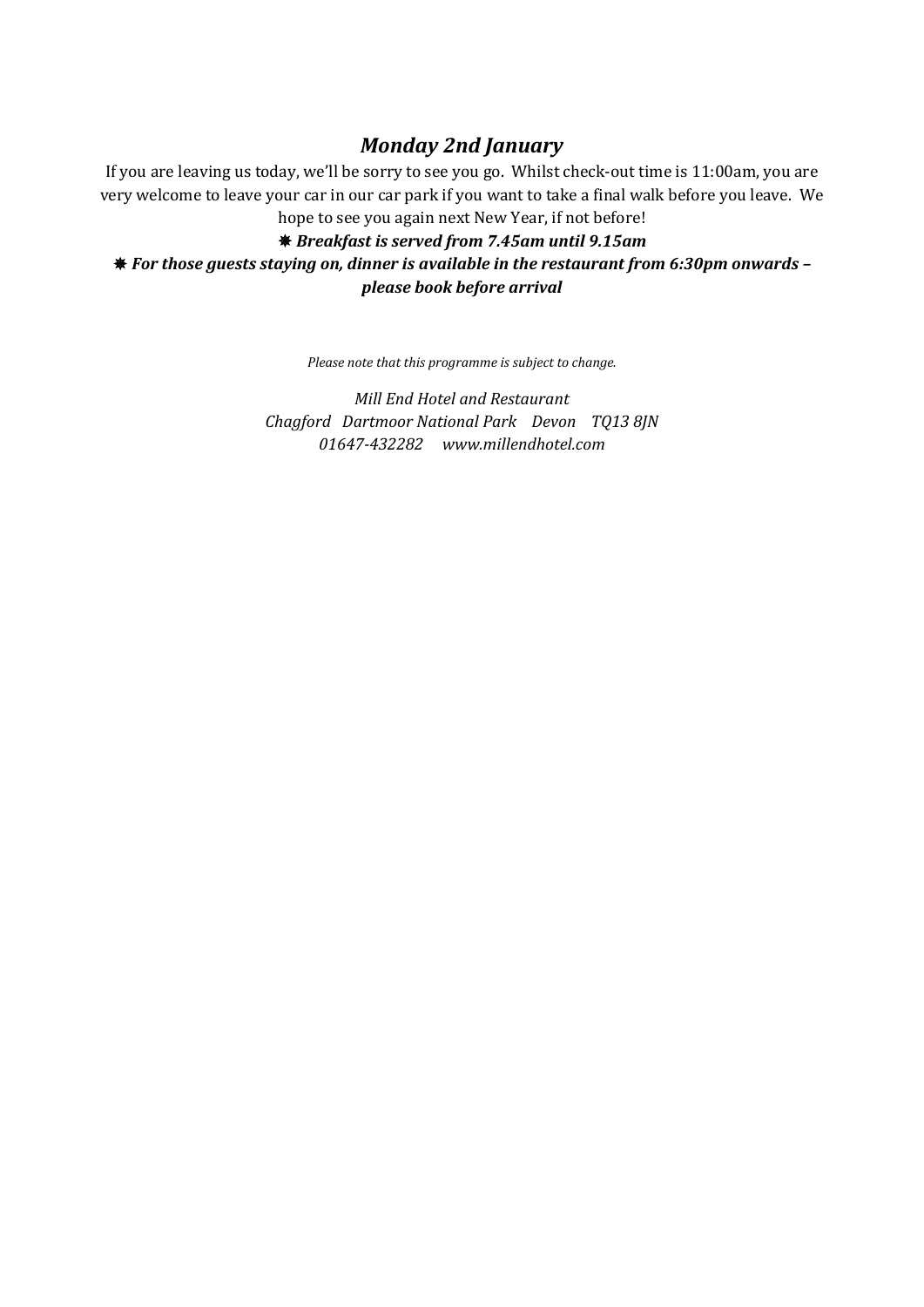## *Monday 2nd January*

If you are leaving us today, we'll be sorry to see you go. Whilst check-out time is 11:00am, you are very welcome to leave your car in our car park if you want to take a final walk before you leave. We hope to see you again next New Year, if not before!

✸ ***Breakfast is served from 7.45am until 9.15am***

✸ ***For those guests staying on, dinner is available in the restaurant from 6:30pm onwards – please book before arrival***

*Please note that this programme is subject to change.*

*Mill End Hotel and Restaurant*
*Chagford Dartmoor National Park Devon TQ13 8JN*
*01647-432282 www.millendhotel.com*